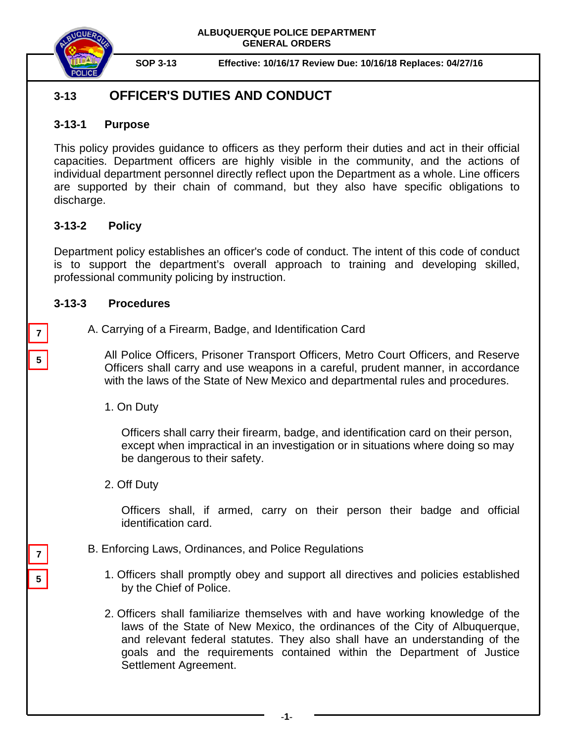ALBUQUERQUE POLICE DEPARTMENT
GENERAL ORDERS

**SOP 3-13** **Effective: 10/16/17 Review Due: 10/16/18 Replaces: 04/27/16**

# 3-13 OFFICER'S DUTIES AND CONDUCT

## 3-13-1 Purpose

This policy provides guidance to officers as they perform their duties and act in their official capacities. Department officers are highly visible in the community, and the actions of individual department personnel directly reflect upon the Department as a whole. Line officers are supported by their chain of command, but they also have specific obligations to discharge.

## 3-13-2 Policy

Department policy establishes an officer's code of conduct. The intent of this code of conduct is to support the department's overall approach to training and developing skilled, professional community policing by instruction.

## 3-13-3 Procedures

7
5

A. Carrying of a Firearm, Badge, and Identification Card

All Police Officers, Prisoner Transport Officers, Metro Court Officers, and Reserve Officers shall carry and use weapons in a careful, prudent manner, in accordance with the laws of the State of New Mexico and departmental rules and procedures.

1. On Duty

   Officers shall carry their firearm, badge, and identification card on their person, except when impractical in an investigation or in situations where doing so may be dangerous to their safety.

2. Off Duty

   Officers shall, if armed, carry on their person their badge and official identification card.

7
5

B. Enforcing Laws, Ordinances, and Police Regulations

1. Officers shall promptly obey and support all directives and policies established by the Chief of Police.

2. Officers shall familiarize themselves with and have working knowledge of the laws of the State of New Mexico, the ordinances of the City of Albuquerque, and relevant federal statutes. They also shall have an understanding of the goals and the requirements contained within the Department of Justice Settlement Agreement.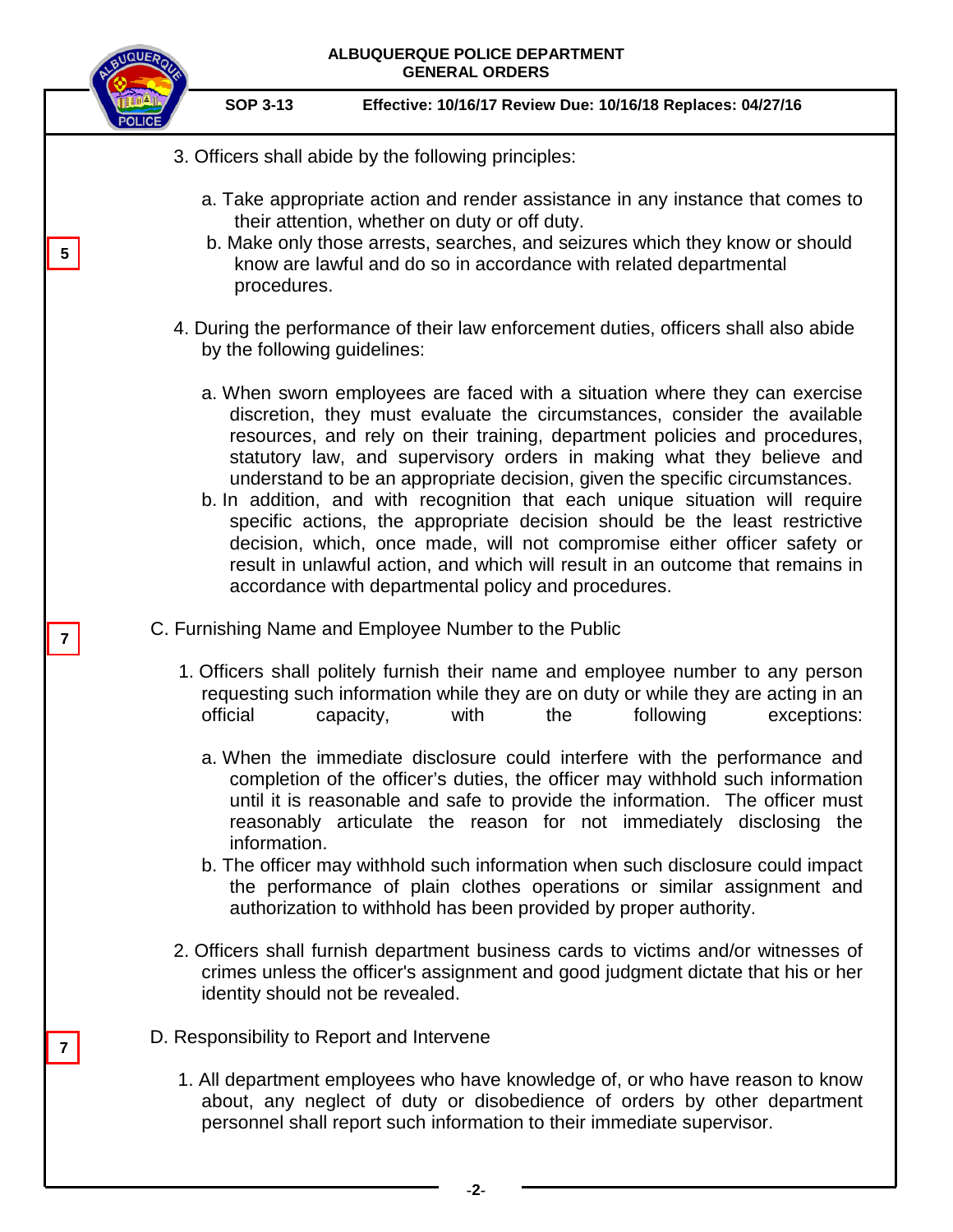3. Officers shall abide by the following principles:

   a. Take appropriate action and render assistance in any instance that comes to their attention, whether on duty or off duty.

   b. Make only those arrests, searches, and seizures which they know or should know are lawful and do so in accordance with related departmental procedures.

4. During the performance of their law enforcement duties, officers shall also abide by the following guidelines:

   a. When sworn employees are faced with a situation where they can exercise discretion, they must evaluate the circumstances, consider the available resources, and rely on their training, department policies and procedures, statutory law, and supervisory orders in making what they believe and understand to be an appropriate decision, given the specific circumstances.

   b. In addition, and with recognition that each unique situation will require specific actions, the appropriate decision should be the least restrictive decision, which, once made, will not compromise either officer safety or result in unlawful action, and which will result in an outcome that remains in accordance with departmental policy and procedures.

C. Furnishing Name and Employee Number to the Public

1. Officers shall politely furnish their name and employee number to any person requesting such information while they are on duty or while they are acting in an official capacity, with the following exceptions:

   a. When the immediate disclosure could interfere with the performance and completion of the officer's duties, the officer may withhold such information until it is reasonable and safe to provide the information. The officer must reasonably articulate the reason for not immediately disclosing the information.

   b. The officer may withhold such information when such disclosure could impact the performance of plain clothes operations or similar assignment and authorization to withhold has been provided by proper authority.

2. Officers shall furnish department business cards to victims and/or witnesses of crimes unless the officer's assignment and good judgment dictate that his or her identity should not be revealed.

D. Responsibility to Report and Intervene

1. All department employees who have knowledge of, or who have reason to know about, any neglect of duty or disobedience of orders by other department personnel shall report such information to their immediate supervisor.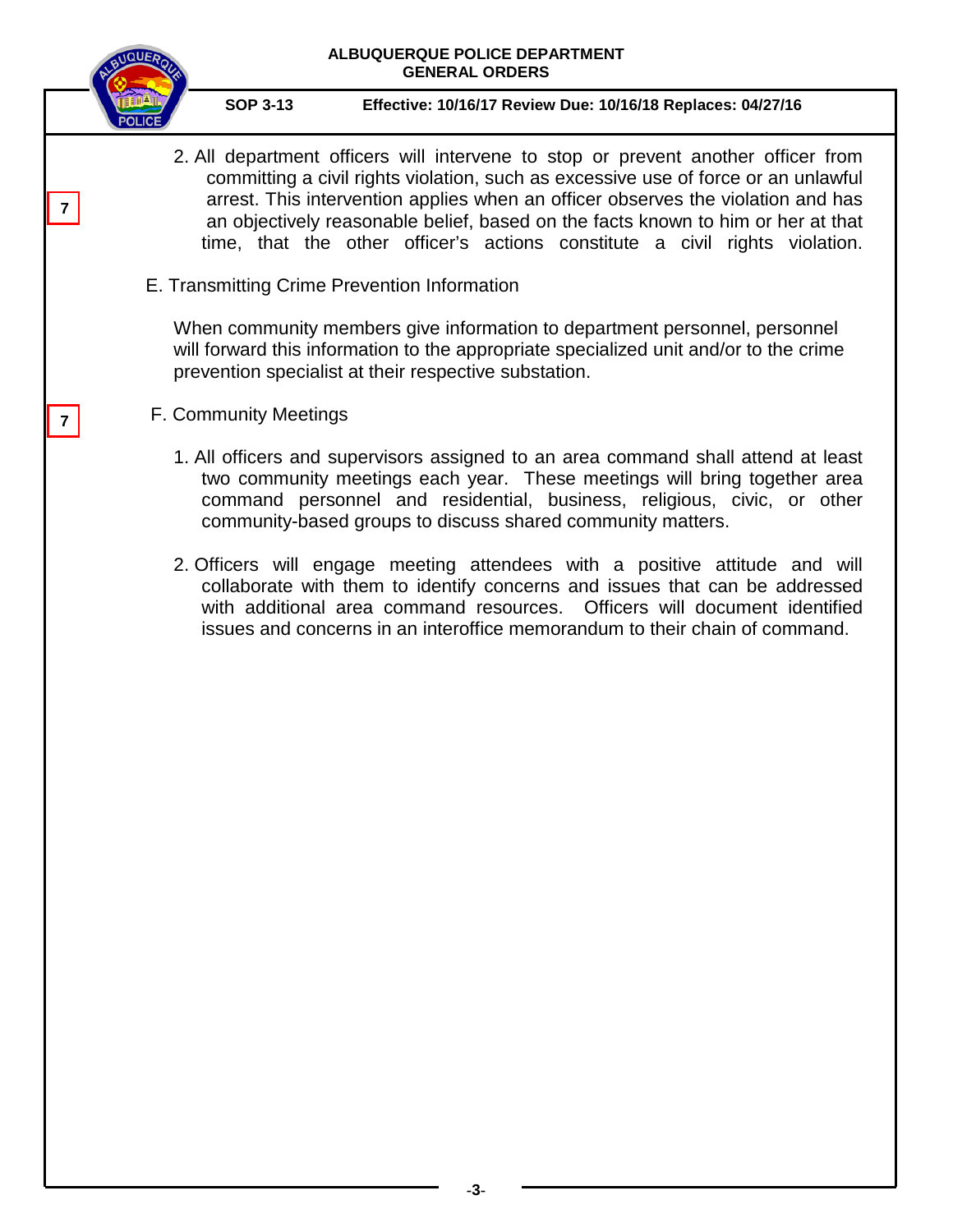7

2. All department officers will intervene to stop or prevent another officer from committing a civil rights violation, such as excessive use of force or an unlawful arrest. This intervention applies when an officer observes the violation and has an objectively reasonable belief, based on the facts known to him or her at that time, that the other officer's actions constitute a civil rights violation.

E. Transmitting Crime Prevention Information

When community members give information to department personnel, personnel will forward this information to the appropriate specialized unit and/or to the crime prevention specialist at their respective substation.

7

F. Community Meetings

1. All officers and supervisors assigned to an area command shall attend at least two community meetings each year. These meetings will bring together area command personnel and residential, business, religious, civic, or other community-based groups to discuss shared community matters.

2. Officers will engage meeting attendees with a positive attitude and will collaborate with them to identify concerns and issues that can be addressed with additional area command resources. Officers will document identified issues and concerns in an interoffice memorandum to their chain of command.